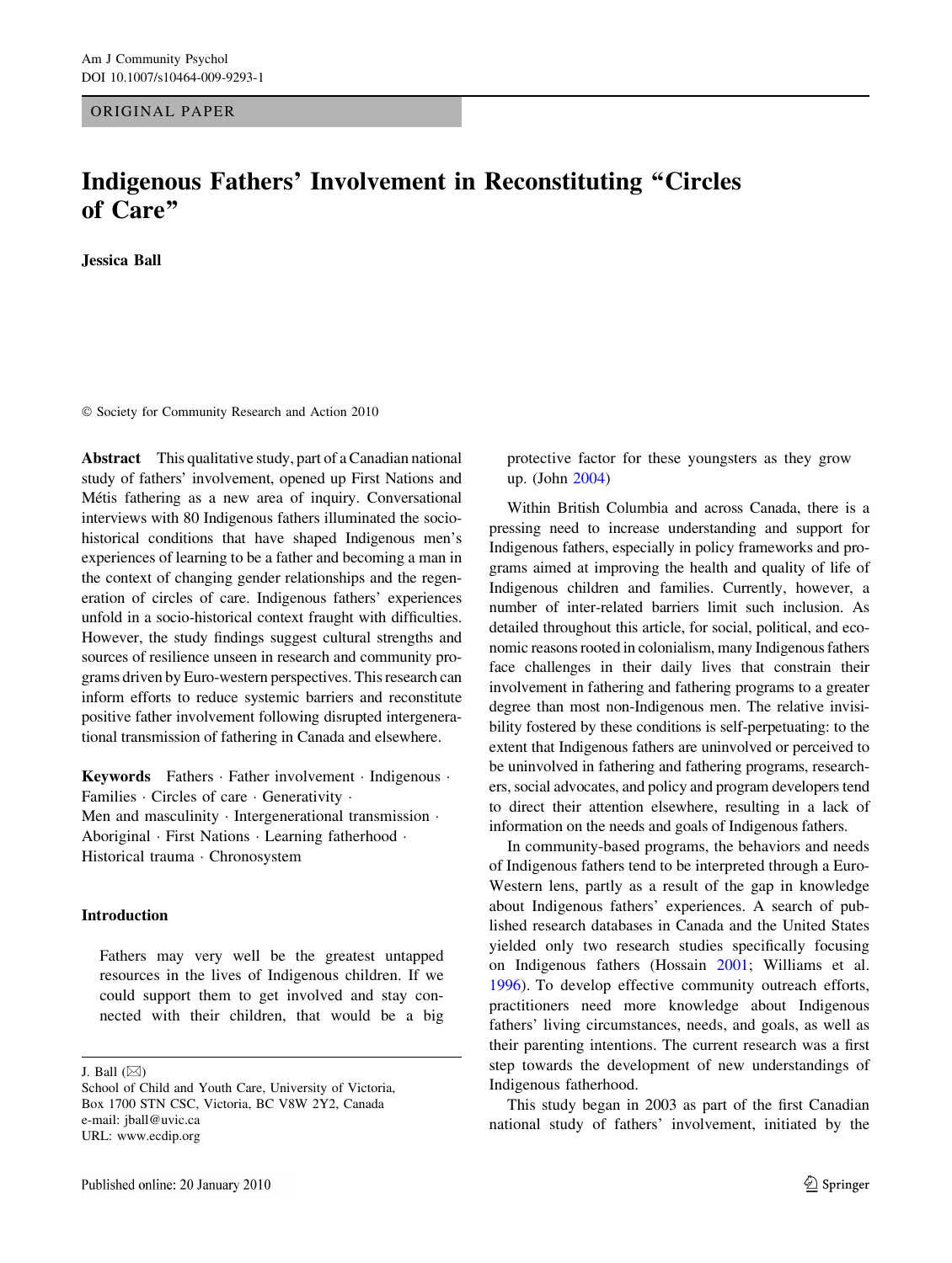ORIGINAL PAPER

# Indigenous Fathers' Involvement in Reconstituting "Circles of Care"

**Jessica Ball**

© Society for Community Research and Action 2010

**Abstract** This qualitative study, part of a Canadian national study of fathers' involvement, opened up First Nations and Métis fathering as a new area of inquiry. Conversational interviews with 80 Indigenous fathers illuminated the socio-historical conditions that have shaped Indigenous men's experiences of learning to be a father and becoming a man in the context of changing gender relationships and the regeneration of circles of care. Indigenous fathers' experiences unfold in a socio-historical context fraught with difficulties. However, the study findings suggest cultural strengths and sources of resilience unseen in research and community programs driven by Euro-western perspectives. This research can inform efforts to reduce systemic barriers and reconstitute positive father involvement following disrupted intergenerational transmission of fathering in Canada and elsewhere.

**Keywords** Fathers · Father involvement · Indigenous · Families · Circles of care · Generativity · Men and masculinity · Intergenerational transmission · Aboriginal · First Nations · Learning fatherhood · Historical trauma · Chronosystem

J. Ball (✉)
School of Child and Youth Care, University of Victoria, Box 1700 STN CSC, Victoria, BC V8W 2Y2, Canada
e-mail: jball@uvic.ca
URL: www.ecdip.org

## Introduction

> Fathers may very well be the greatest untapped resources in the lives of Indigenous children. If we could support them to get involved and stay connected with their children, that would be a big protective factor for these youngsters as they grow up. (John 2004)

Within British Columbia and across Canada, there is a pressing need to increase understanding and support for Indigenous fathers, especially in policy frameworks and programs aimed at improving the health and quality of life of Indigenous children and families. Currently, however, a number of inter-related barriers limit such inclusion. As detailed throughout this article, for social, political, and economic reasons rooted in colonialism, many Indigenous fathers face challenges in their daily lives that constrain their involvement in fathering and fathering programs to a greater degree than most non-Indigenous men. The relative invisibility fostered by these conditions is self-perpetuating: to the extent that Indigenous fathers are uninvolved or perceived to be uninvolved in fathering and fathering programs, researchers, social advocates, and policy and program developers tend to direct their attention elsewhere, resulting in a lack of information on the needs and goals of Indigenous fathers.

In community-based programs, the behaviors and needs of Indigenous fathers tend to be interpreted through a Euro-Western lens, partly as a result of the gap in knowledge about Indigenous fathers' experiences. A search of published research databases in Canada and the United States yielded only two research studies specifically focusing on Indigenous fathers (Hossain 2001; Williams et al. 1996). To develop effective community outreach efforts, practitioners need more knowledge about Indigenous fathers' living circumstances, needs, and goals, as well as their parenting intentions. The current research was a first step towards the development of new understandings of Indigenous fatherhood.

This study began in 2003 as part of the first Canadian national study of fathers' involvement, initiated by the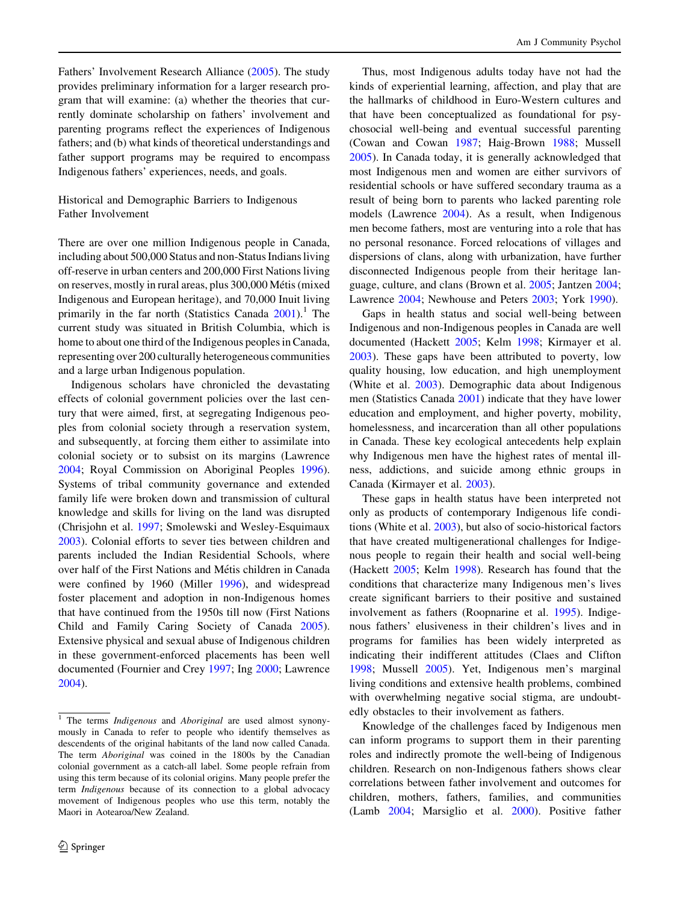Fathers' Involvement Research Alliance (2005). The study provides preliminary information for a larger research program that will examine: (a) whether the theories that currently dominate scholarship on fathers' involvement and parenting programs reflect the experiences of Indigenous fathers; and (b) what kinds of theoretical understandings and father support programs may be required to encompass Indigenous fathers' experiences, needs, and goals.

## Historical and Demographic Barriers to Indigenous Father Involvement

There are over one million Indigenous people in Canada, including about 500,000 Status and non-Status Indians living off-reserve in urban centers and 200,000 First Nations living on reserves, mostly in rural areas, plus 300,000 Métis (mixed Indigenous and European heritage), and 70,000 Inuit living primarily in the far north (Statistics Canada 2001).[1] The current study was situated in British Columbia, which is home to about one third of the Indigenous peoples in Canada, representing over 200 culturally heterogeneous communities and a large urban Indigenous population.

Indigenous scholars have chronicled the devastating effects of colonial government policies over the last century that were aimed, first, at segregating Indigenous peoples from colonial society through a reservation system, and subsequently, at forcing them either to assimilate into colonial society or to subsist on its margins (Lawrence 2004; Royal Commission on Aboriginal Peoples 1996). Systems of tribal community governance and extended family life were broken down and transmission of cultural knowledge and skills for living on the land was disrupted (Chrisjohn et al. 1997; Smolewski and Wesley-Esquimaux 2003). Colonial efforts to sever ties between children and parents included the Indian Residential Schools, where over half of the First Nations and Métis children in Canada were confined by 1960 (Miller 1996), and widespread foster placement and adoption in non-Indigenous homes that have continued from the 1950s till now (First Nations Child and Family Caring Society of Canada 2005). Extensive physical and sexual abuse of Indigenous children in these government-enforced placements has been well documented (Fournier and Crey 1997; Ing 2000; Lawrence 2004).

Thus, most Indigenous adults today have not had the kinds of experiential learning, affection, and play that are the hallmarks of childhood in Euro-Western cultures and that have been conceptualized as foundational for psychosocial well-being and eventual successful parenting (Cowan and Cowan 1987; Haig-Brown 1988; Mussell 2005). In Canada today, it is generally acknowledged that most Indigenous men and women are either survivors of residential schools or have suffered secondary trauma as a result of being born to parents who lacked parenting role models (Lawrence 2004). As a result, when Indigenous men become fathers, most are venturing into a role that has no personal resonance. Forced relocations of villages and dispersions of clans, along with urbanization, have further disconnected Indigenous people from their heritage language, culture, and clans (Brown et al. 2005; Jantzen 2004; Lawrence 2004; Newhouse and Peters 2003; York 1990).

Gaps in health status and social well-being between Indigenous and non-Indigenous peoples in Canada are well documented (Hackett 2005; Kelm 1998; Kirmayer et al. 2003). These gaps have been attributed to poverty, low quality housing, low education, and high unemployment (White et al. 2003). Demographic data about Indigenous men (Statistics Canada 2001) indicate that they have lower education and employment, and higher poverty, mobility, homelessness, and incarceration than all other populations in Canada. These key ecological antecedents help explain why Indigenous men have the highest rates of mental illness, addictions, and suicide among ethnic groups in Canada (Kirmayer et al. 2003).

These gaps in health status have been interpreted not only as products of contemporary Indigenous life conditions (White et al. 2003), but also of socio-historical factors that have created multigenerational challenges for Indigenous people to regain their health and social well-being (Hackett 2005; Kelm 1998). Research has found that the conditions that characterize many Indigenous men's lives create significant barriers to their positive and sustained involvement as fathers (Roopnarine et al. 1995). Indigenous fathers' elusiveness in their children's lives and in programs for families has been widely interpreted as indicating their indifferent attitudes (Claes and Clifton 1998; Mussell 2005). Yet, Indigenous men's marginal living conditions and extensive health problems, combined with overwhelming negative social stigma, are undoubtedly obstacles to their involvement as fathers.

Knowledge of the challenges faced by Indigenous men can inform programs to support them in their parenting roles and indirectly promote the well-being of Indigenous children. Research on non-Indigenous fathers shows clear correlations between father involvement and outcomes for children, mothers, fathers, families, and communities (Lamb 2004; Marsiglio et al. 2000). Positive father

[1] The terms *Indigenous* and *Aboriginal* are used almost synonymously in Canada to refer to people who identify themselves as descendents of the original habitants of the land now called Canada. The term *Aboriginal* was coined in the 1800s by the Canadian colonial government as a catch-all label. Some people refrain from using this term because of its colonial origins. Many people prefer the term *Indigenous* because of its connection to a global advocacy movement of Indigenous peoples who use this term, notably the Maori in Aotearoa/New Zealand.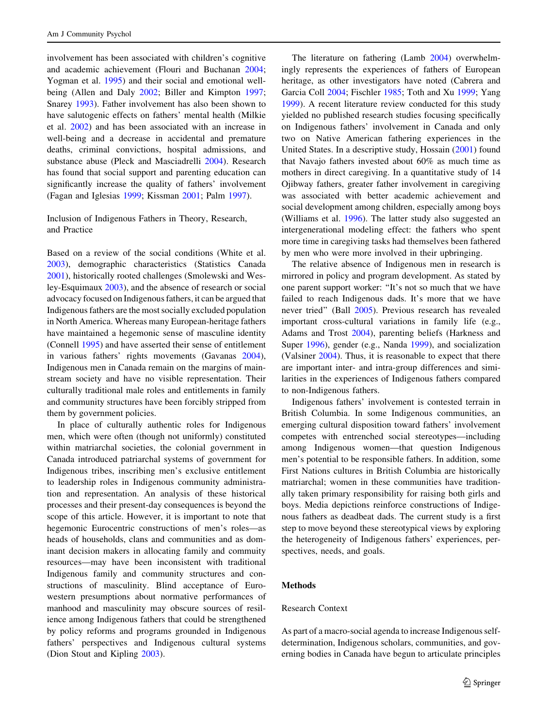involvement has been associated with children's cognitive and academic achievement (Flouri and Buchanan 2004; Yogman et al. 1995) and their social and emotional well-being (Allen and Daly 2002; Biller and Kimpton 1997; Snarey 1993). Father involvement has also been shown to have salutogenic effects on fathers' mental health (Milkie et al. 2002) and has been associated with an increase in well-being and a decrease in accidental and premature deaths, criminal convictions, hospital admissions, and substance abuse (Pleck and Masciadrelli 2004). Research has found that social support and parenting education can significantly increase the quality of fathers' involvement (Fagan and Iglesias 1999; Kissman 2001; Palm 1997).

### Inclusion of Indigenous Fathers in Theory, Research, and Practice

Based on a review of the social conditions (White et al. 2003), demographic characteristics (Statistics Canada 2001), historically rooted challenges (Smolewski and Wesley-Esquimaux 2003), and the absence of research or social advocacy focused on Indigenous fathers, it can be argued that Indigenous fathers are the most socially excluded population in North America. Whereas many European-heritage fathers have maintained a hegemonic sense of masculine identity (Connell 1995) and have asserted their sense of entitlement in various fathers' rights movements (Gavanas 2004), Indigenous men in Canada remain on the margins of mainstream society and have no visible representation. Their culturally traditional male roles and entitlements in family and community structures have been forcibly stripped from them by government policies.

In place of culturally authentic roles for Indigenous men, which were often (though not uniformly) constituted within matriarchal societies, the colonial government in Canada introduced patriarchal systems of government for Indigenous tribes, inscribing men's exclusive entitlement to leadership roles in Indigenous community administration and representation. An analysis of these historical processes and their present-day consequences is beyond the scope of this article. However, it is important to note that hegemonic Eurocentric constructions of men's roles—as heads of households, clans and communities and as dominant decision makers in allocating family and commuity resources—may have been inconsistent with traditional Indigenous family and community structures and constructions of masculinity. Blind acceptance of Euro-western presumptions about normative performances of manhood and masculinity may obscure sources of resilience among Indigenous fathers that could be strengthened by policy reforms and programs grounded in Indigenous fathers' perspectives and Indigenous cultural systems (Dion Stout and Kipling 2003).

The literature on fathering (Lamb 2004) overwhelmingly represents the experiences of fathers of European heritage, as other investigators have noted (Cabrera and Garcia Coll 2004; Fischler 1985; Toth and Xu 1999; Yang 1999). A recent literature review conducted for this study yielded no published research studies focusing specifically on Indigenous fathers' involvement in Canada and only two on Native American fathering experiences in the United States. In a descriptive study, Hossain (2001) found that Navajo fathers invested about 60% as much time as mothers in direct caregiving. In a quantitative study of 14 Ojibway fathers, greater father involvement in caregiving was associated with better academic achievement and social development among children, especially among boys (Williams et al. 1996). The latter study also suggested an intergenerational modeling effect: the fathers who spent more time in caregiving tasks had themselves been fathered by men who were more involved in their upbringing.

The relative absence of Indigenous men in research is mirrored in policy and program development. As stated by one parent support worker: "It's not so much that we have failed to reach Indigenous dads. It's more that we have never tried" (Ball 2005). Previous research has revealed important cross-cultural variations in family life (e.g., Adams and Trost 2004), parenting beliefs (Harkness and Super 1996), gender (e.g., Nanda 1999), and socialization (Valsiner 2004). Thus, it is reasonable to expect that there are important inter- and intra-group differences and similarities in the experiences of Indigenous fathers compared to non-Indigenous fathers.

Indigenous fathers' involvement is contested terrain in British Columbia. In some Indigenous communities, an emerging cultural disposition toward fathers' involvement competes with entrenched social stereotypes—including among Indigenous women—that question Indigenous men's potential to be responsible fathers. In addition, some First Nations cultures in British Columbia are historically matriarchal; women in these communities have traditionally taken primary responsibility for raising both girls and boys. Media depictions reinforce constructions of Indigenous fathers as deadbeat dads. The current study is a first step to move beyond these stereotypical views by exploring the heterogeneity of Indigenous fathers' experiences, perspectives, needs, and goals.

## Methods

### Research Context

As part of a macro-social agenda to increase Indigenous self-determination, Indigenous scholars, communities, and governing bodies in Canada have begun to articulate principles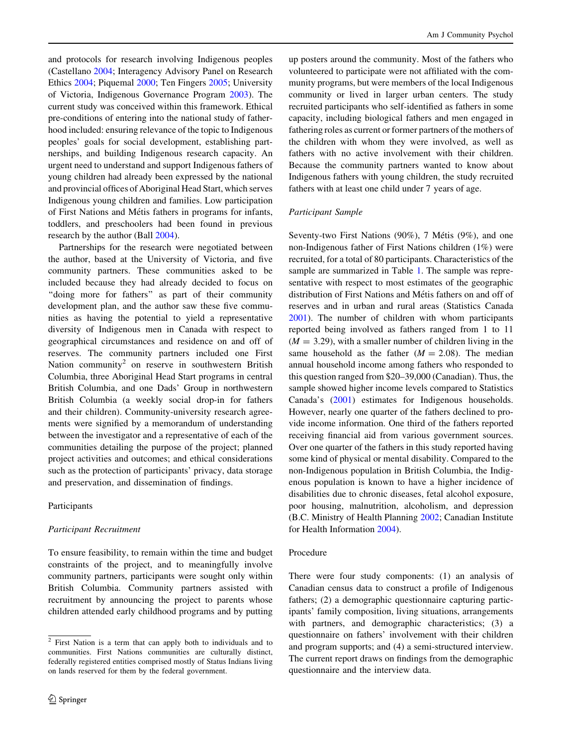and protocols for research involving Indigenous peoples (Castellano 2004; Interagency Advisory Panel on Research Ethics 2004; Piquemal 2000; Ten Fingers 2005; University of Victoria, Indigenous Governance Program 2003). The current study was conceived within this framework. Ethical pre-conditions of entering into the national study of fatherhood included: ensuring relevance of the topic to Indigenous peoples' goals for social development, establishing partnerships, and building Indigenous research capacity. An urgent need to understand and support Indigenous fathers of young children had already been expressed by the national and provincial offices of Aboriginal Head Start, which serves Indigenous young children and families. Low participation of First Nations and Métis fathers in programs for infants, toddlers, and preschoolers had been found in previous research by the author (Ball 2004).

Partnerships for the research were negotiated between the author, based at the University of Victoria, and five community partners. These communities asked to be included because they had already decided to focus on "doing more for fathers" as part of their community development plan, and the author saw these five communities as having the potential to yield a representative diversity of Indigenous men in Canada with respect to geographical circumstances and residence on and off of reserves. The community partners included one First Nation community[2] on reserve in southwestern British Columbia, three Aboriginal Head Start programs in central British Columbia, and one Dads' Group in northwestern British Columbia (a weekly social drop-in for fathers and their children). Community-university research agreements were signified by a memorandum of understanding between the investigator and a representative of each of the communities detailing the purpose of the project; planned project activities and outcomes; and ethical considerations such as the protection of participants' privacy, data storage and preservation, and dissemination of findings.

## Participants

### *Participant Recruitment*

To ensure feasibility, to remain within the time and budget constraints of the project, and to meaningfully involve community partners, participants were sought only within British Columbia. Community partners assisted with recruitment by announcing the project to parents whose children attended early childhood programs and by putting up posters around the community. Most of the fathers who volunteered to participate were not affiliated with the community programs, but were members of the local Indigenous community or lived in larger urban centers. The study recruited participants who self-identified as fathers in some capacity, including biological fathers and men engaged in fathering roles as current or former partners of the mothers of the children with whom they were involved, as well as fathers with no active involvement with their children. Because the community partners wanted to know about Indigenous fathers with young children, the study recruited fathers with at least one child under 7 years of age.

### *Participant Sample*

Seventy-two First Nations (90%), 7 Métis (9%), and one non-Indigenous father of First Nations children (1%) were recruited, for a total of 80 participants. Characteristics of the sample are summarized in Table 1. The sample was representative with respect to most estimates of the geographic distribution of First Nations and Métis fathers on and off of reserves and in urban and rural areas (Statistics Canada 2001). The number of children with whom participants reported being involved as fathers ranged from 1 to 11 ($M = 3.29$), with a smaller number of children living in the same household as the father ($M = 2.08$). The median annual household income among fathers who responded to this question ranged from \$20–39,000 (Canadian). Thus, the sample showed higher income levels compared to Statistics Canada's (2001) estimates for Indigenous households. However, nearly one quarter of the fathers declined to provide income information. One third of the fathers reported receiving financial aid from various government sources. Over one quarter of the fathers in this study reported having some kind of physical or mental disability. Compared to the non-Indigenous population in British Columbia, the Indigenous population is known to have a higher incidence of disabilities due to chronic diseases, fetal alcohol exposure, poor housing, malnutrition, alcoholism, and depression (B.C. Ministry of Health Planning 2002; Canadian Institute for Health Information 2004).

## Procedure

There were four study components: (1) an analysis of Canadian census data to construct a profile of Indigenous fathers; (2) a demographic questionnaire capturing participants' family composition, living situations, arrangements with partners, and demographic characteristics; (3) a questionnaire on fathers' involvement with their children and program supports; and (4) a semi-structured interview. The current report draws on findings from the demographic questionnaire and the interview data.

---

[2] First Nation is a term that can apply both to individuals and to communities. First Nations communities are culturally distinct, federally registered entities comprised mostly of Status Indians living on lands reserved for them by the federal government.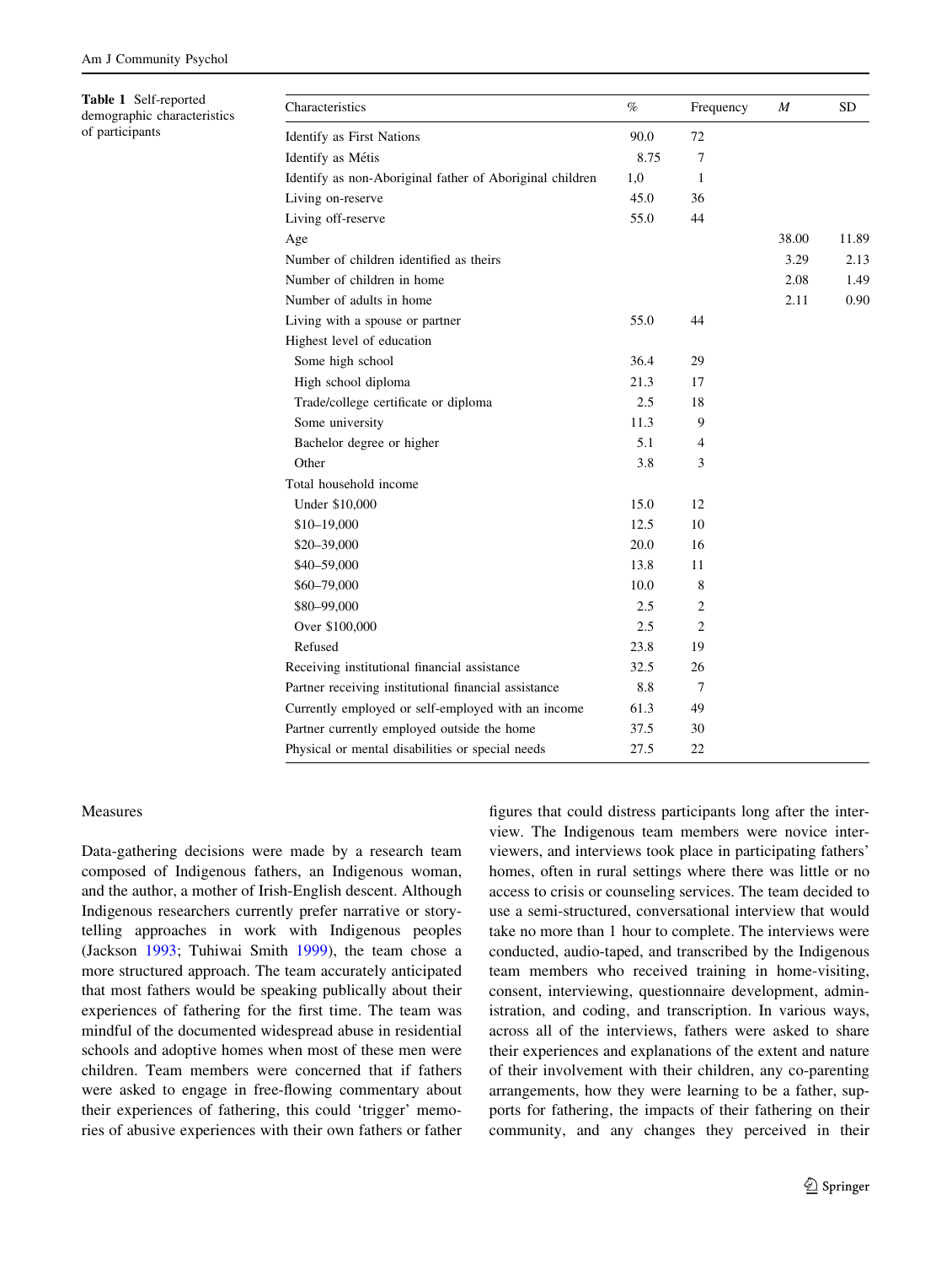**Table 1** Self-reported demographic characteristics of participants

| Characteristics | % | Frequency | M | SD |
|---|---|---|---|---|
| Identify as First Nations | 90.0 | 72 | | |
| Identify as Métis | 8.75 | 7 | | |
| Identify as non-Aboriginal father of Aboriginal children | 1,0 | 1 | | |
| Living on-reserve | 45.0 | 36 | | |
| Living off-reserve | 55.0 | 44 | | |
| Age | | | 38.00 | 11.89 |
| Number of children identified as theirs | | | 3.29 | 2.13 |
| Number of children in home | | | 2.08 | 1.49 |
| Number of adults in home | | | 2.11 | 0.90 |
| Living with a spouse or partner | 55.0 | 44 | | |
| Highest level of education | | | | |
| Some high school | 36.4 | 29 | | |
| High school diploma | 21.3 | 17 | | |
| Trade/college certificate or diploma | 2.5 | 18 | | |
| Some university | 11.3 | 9 | | |
| Bachelor degree or higher | 5.1 | 4 | | |
| Other | 3.8 | 3 | | |
| Total household income | | | | |
| Under $10,000 | 15.0 | 12 | | |
| $10–19,000 | 12.5 | 10 | | |
| $20–39,000 | 20.0 | 16 | | |
| $40–59,000 | 13.8 | 11 | | |
| $60–79,000 | 10.0 | 8 | | |
| $80–99,000 | 2.5 | 2 | | |
| Over $100,000 | 2.5 | 2 | | |
| Refused | 23.8 | 19 | | |
| Receiving institutional financial assistance | 32.5 | 26 | | |
| Partner receiving institutional financial assistance | 8.8 | 7 | | |
| Currently employed or self-employed with an income | 61.3 | 49 | | |
| Partner currently employed outside the home | 37.5 | 30 | | |
| Physical or mental disabilities or special needs | 27.5 | 22 | | |

### Measures

Data-gathering decisions were made by a research team composed of Indigenous fathers, an Indigenous woman, and the author, a mother of Irish-English descent. Although Indigenous researchers currently prefer narrative or storytelling approaches in work with Indigenous peoples (Jackson 1993; Tuhiwai Smith 1999), the team chose a more structured approach. The team accurately anticipated that most fathers would be speaking publically about their experiences of fathering for the first time. The team was mindful of the documented widespread abuse in residential schools and adoptive homes when most of these men were children. Team members were concerned that if fathers were asked to engage in free-flowing commentary about their experiences of fathering, this could 'trigger' memories of abusive experiences with their own fathers or father figures that could distress participants long after the interview. The Indigenous team members were novice interviewers, and interviews took place in participating fathers' homes, often in rural settings where there was little or no access to crisis or counseling services. The team decided to use a semi-structured, conversational interview that would take no more than 1 hour to complete. The interviews were conducted, audio-taped, and transcribed by the Indigenous team members who received training in home-visiting, consent, interviewing, questionnaire development, administration, and coding, and transcription. In various ways, across all of the interviews, fathers were asked to share their experiences and explanations of the extent and nature of their involvement with their children, any co-parenting arrangements, how they were learning to be a father, supports for fathering, the impacts of their fathering on their community, and any changes they perceived in their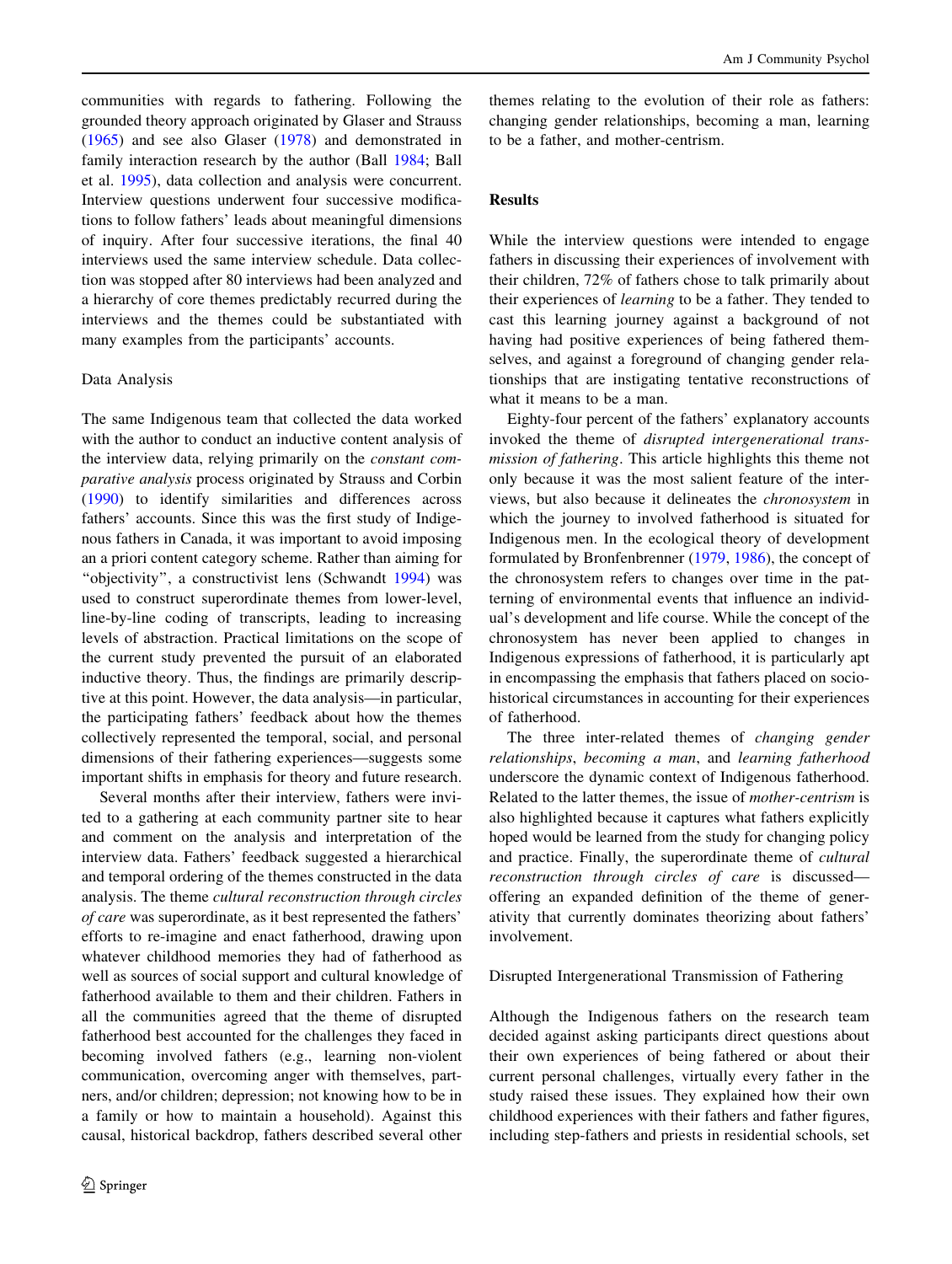communities with regards to fathering. Following the grounded theory approach originated by Glaser and Strauss (1965) and see also Glaser (1978) and demonstrated in family interaction research by the author (Ball 1984; Ball et al. 1995), data collection and analysis were concurrent. Interview questions underwent four successive modifications to follow fathers' leads about meaningful dimensions of inquiry. After four successive iterations, the final 40 interviews used the same interview schedule. Data collection was stopped after 80 interviews had been analyzed and a hierarchy of core themes predictably recurred during the interviews and the themes could be substantiated with many examples from the participants' accounts.

### Data Analysis

The same Indigenous team that collected the data worked with the author to conduct an inductive content analysis of the interview data, relying primarily on the *constant comparative analysis* process originated by Strauss and Corbin (1990) to identify similarities and differences across fathers' accounts. Since this was the first study of Indigenous fathers in Canada, it was important to avoid imposing an a priori content category scheme. Rather than aiming for "objectivity", a constructivist lens (Schwandt 1994) was used to construct superordinate themes from lower-level, line-by-line coding of transcripts, leading to increasing levels of abstraction. Practical limitations on the scope of the current study prevented the pursuit of an elaborated inductive theory. Thus, the findings are primarily descriptive at this point. However, the data analysis—in particular, the participating fathers' feedback about how the themes collectively represented the temporal, social, and personal dimensions of their fathering experiences—suggests some important shifts in emphasis for theory and future research.

Several months after their interview, fathers were invited to a gathering at each community partner site to hear and comment on the analysis and interpretation of the interview data. Fathers' feedback suggested a hierarchical and temporal ordering of the themes constructed in the data analysis. The theme *cultural reconstruction through circles of care* was superordinate, as it best represented the fathers' efforts to re-imagine and enact fatherhood, drawing upon whatever childhood memories they had of fatherhood as well as sources of social support and cultural knowledge of fatherhood available to them and their children. Fathers in all the communities agreed that the theme of disrupted fatherhood best accounted for the challenges they faced in becoming involved fathers (e.g., learning non-violent communication, overcoming anger with themselves, partners, and/or children; depression; not knowing how to be in a family or how to maintain a household). Against this causal, historical backdrop, fathers described several other themes relating to the evolution of their role as fathers: changing gender relationships, becoming a man, learning to be a father, and mother-centrism.

## Results

While the interview questions were intended to engage fathers in discussing their experiences of involvement with their children, 72% of fathers chose to talk primarily about their experiences of *learning* to be a father. They tended to cast this learning journey against a background of not having had positive experiences of being fathered themselves, and against a foreground of changing gender relationships that are instigating tentative reconstructions of what it means to be a man.

Eighty-four percent of the fathers' explanatory accounts invoked the theme of *disrupted intergenerational transmission of fathering*. This article highlights this theme not only because it was the most salient feature of the interviews, but also because it delineates the *chronosystem* in which the journey to involved fatherhood is situated for Indigenous men. In the ecological theory of development formulated by Bronfenbrenner (1979, 1986), the concept of the chronosystem refers to changes over time in the patterning of environmental events that influence an individual's development and life course. While the concept of the chronosystem has never been applied to changes in Indigenous expressions of fatherhood, it is particularly apt in encompassing the emphasis that fathers placed on socio-historical circumstances in accounting for their experiences of fatherhood.

The three inter-related themes of *changing gender relationships*, *becoming a man*, and *learning fatherhood* underscore the dynamic context of Indigenous fatherhood. Related to the latter themes, the issue of *mother-centrism* is also highlighted because it captures what fathers explicitly hoped would be learned from the study for changing policy and practice. Finally, the superordinate theme of *cultural reconstruction through circles of care* is discussed—offering an expanded definition of the theme of generativity that currently dominates theorizing about fathers' involvement.

### Disrupted Intergenerational Transmission of Fathering

Although the Indigenous fathers on the research team decided against asking participants direct questions about their own experiences of being fathered or about their current personal challenges, virtually every father in the study raised these issues. They explained how their own childhood experiences with their fathers and father figures, including step-fathers and priests in residential schools, set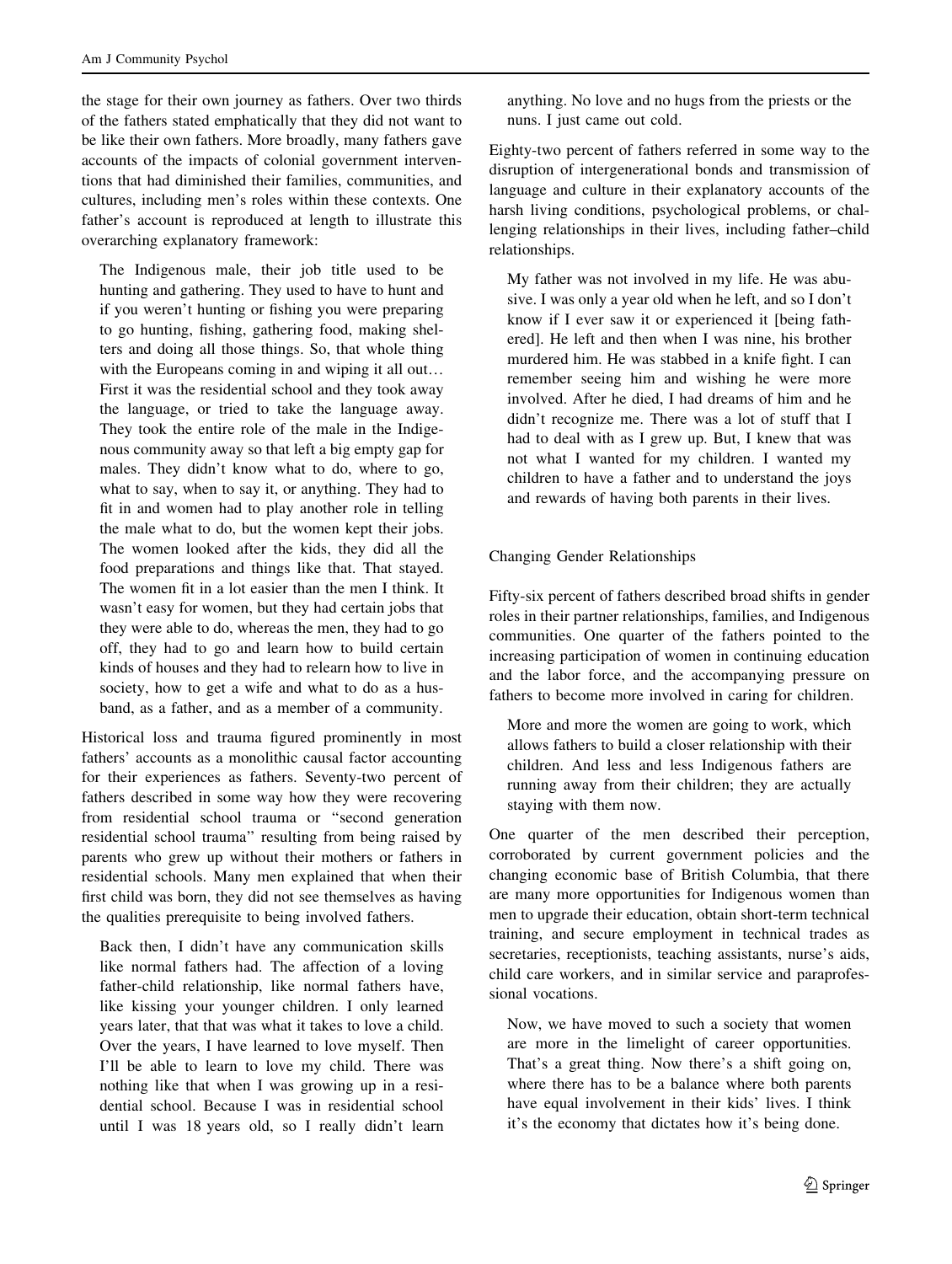the stage for their own journey as fathers. Over two thirds of the fathers stated emphatically that they did not want to be like their own fathers. More broadly, many fathers gave accounts of the impacts of colonial government interventions that had diminished their families, communities, and cultures, including men's roles within these contexts. One father's account is reproduced at length to illustrate this overarching explanatory framework:

> The Indigenous male, their job title used to be hunting and gathering. They used to have to hunt and if you weren't hunting or fishing you were preparing to go hunting, fishing, gathering food, making shelters and doing all those things. So, that whole thing with the Europeans coming in and wiping it all out… First it was the residential school and they took away the language, or tried to take the language away. They took the entire role of the male in the Indigenous community away so that left a big empty gap for males. They didn't know what to do, where to go, what to say, when to say it, or anything. They had to fit in and women had to play another role in telling the male what to do, but the women kept their jobs. The women looked after the kids, they did all the food preparations and things like that. That stayed. The women fit in a lot easier than the men I think. It wasn't easy for women, but they had certain jobs that they were able to do, whereas the men, they had to go off, they had to go and learn how to build certain kinds of houses and they had to relearn how to live in society, how to get a wife and what to do as a husband, as a father, and as a member of a community.

Historical loss and trauma figured prominently in most fathers' accounts as a monolithic causal factor accounting for their experiences as fathers. Seventy-two percent of fathers described in some way how they were recovering from residential school trauma or "second generation residential school trauma" resulting from being raised by parents who grew up without their mothers or fathers in residential schools. Many men explained that when their first child was born, they did not see themselves as having the qualities prerequisite to being involved fathers.

> Back then, I didn't have any communication skills like normal fathers had. The affection of a loving father-child relationship, like normal fathers have, like kissing your younger children. I only learned years later, that that was what it takes to love a child. Over the years, I have learned to love myself. Then I'll be able to learn to love my child. There was nothing like that when I was growing up in a residential school. Because I was in residential school until I was 18 years old, so I really didn't learn anything. No love and no hugs from the priests or the nuns. I just came out cold.

Eighty-two percent of fathers referred in some way to the disruption of intergenerational bonds and transmission of language and culture in their explanatory accounts of the harsh living conditions, psychological problems, or challenging relationships in their lives, including father–child relationships.

> My father was not involved in my life. He was abusive. I was only a year old when he left, and so I don't know if I ever saw it or experienced it [being fathered]. He left and then when I was nine, his brother murdered him. He was stabbed in a knife fight. I can remember seeing him and wishing he were more involved. After he died, I had dreams of him and he didn't recognize me. There was a lot of stuff that I had to deal with as I grew up. But, I knew that was not what I wanted for my children. I wanted my children to have a father and to understand the joys and rewards of having both parents in their lives.

### Changing Gender Relationships

Fifty-six percent of fathers described broad shifts in gender roles in their partner relationships, families, and Indigenous communities. One quarter of the fathers pointed to the increasing participation of women in continuing education and the labor force, and the accompanying pressure on fathers to become more involved in caring for children.

> More and more the women are going to work, which allows fathers to build a closer relationship with their children. And less and less Indigenous fathers are running away from their children; they are actually staying with them now.

One quarter of the men described their perception, corroborated by current government policies and the changing economic base of British Columbia, that there are many more opportunities for Indigenous women than men to upgrade their education, obtain short-term technical training, and secure employment in technical trades as secretaries, receptionists, teaching assistants, nurse's aids, child care workers, and in similar service and paraprofessional vocations.

> Now, we have moved to such a society that women are more in the limelight of career opportunities. That's a great thing. Now there's a shift going on, where there has to be a balance where both parents have equal involvement in their kids' lives. I think it's the economy that dictates how it's being done.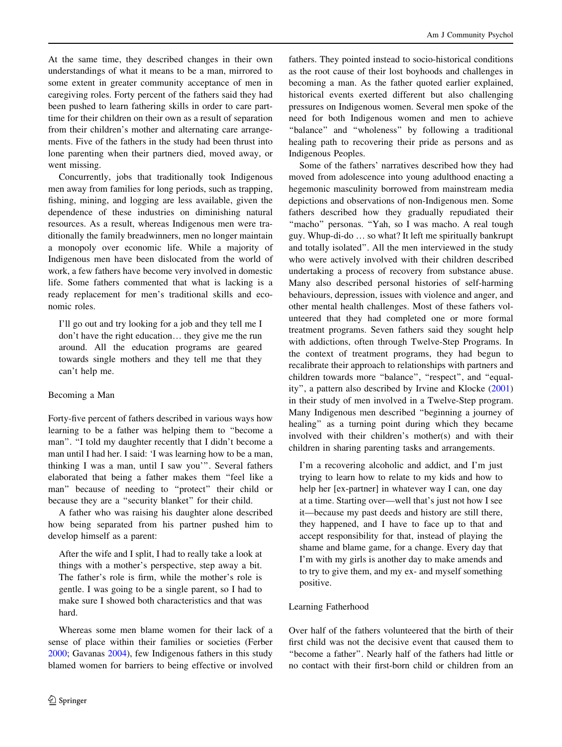At the same time, they described changes in their own understandings of what it means to be a man, mirrored to some extent in greater community acceptance of men in caregiving roles. Forty percent of the fathers said they had been pushed to learn fathering skills in order to care part-time for their children on their own as a result of separation from their children's mother and alternating care arrangements. Five of the fathers in the study had been thrust into lone parenting when their partners died, moved away, or went missing.

Concurrently, jobs that traditionally took Indigenous men away from families for long periods, such as trapping, fishing, mining, and logging are less available, given the dependence of these industries on diminishing natural resources. As a result, whereas Indigenous men were traditionally the family breadwinners, men no longer maintain a monopoly over economic life. While a majority of Indigenous men have been dislocated from the world of work, a few fathers have become very involved in domestic life. Some fathers commented that what is lacking is a ready replacement for men's traditional skills and economic roles.

> I'll go out and try looking for a job and they tell me I don't have the right education… they give me the run around. All the education programs are geared towards single mothers and they tell me that they can't help me.

### Becoming a Man

Forty-five percent of fathers described in various ways how learning to be a father was helping them to "become a man". "I told my daughter recently that I didn't become a man until I had her. I said: 'I was learning how to be a man, thinking I was a man, until I saw you'". Several fathers elaborated that being a father makes them "feel like a man" because of needing to "protect" their child or because they are a "security blanket" for their child.

A father who was raising his daughter alone described how being separated from his partner pushed him to develop himself as a parent:

> After the wife and I split, I had to really take a look at things with a mother's perspective, step away a bit. The father's role is firm, while the mother's role is gentle. I was going to be a single parent, so I had to make sure I showed both characteristics and that was hard.

Whereas some men blame women for their lack of a sense of place within their families or societies (Ferber 2000; Gavanas 2004), few Indigenous fathers in this study blamed women for barriers to being effective or involved fathers. They pointed instead to socio-historical conditions as the root cause of their lost boyhoods and challenges in becoming a man. As the father quoted earlier explained, historical events exerted different but also challenging pressures on Indigenous women. Several men spoke of the need for both Indigenous women and men to achieve "balance" and "wholeness" by following a traditional healing path to recovering their pride as persons and as Indigenous Peoples.

Some of the fathers' narratives described how they had moved from adolescence into young adulthood enacting a hegemonic masculinity borrowed from mainstream media depictions and observations of non-Indigenous men. Some fathers described how they gradually repudiated their "macho" personas. "Yah, so I was macho. A real tough guy. Whup-di-do … so what? It left me spiritually bankrupt and totally isolated". All the men interviewed in the study who were actively involved with their children described undertaking a process of recovery from substance abuse. Many also described personal histories of self-harming behaviours, depression, issues with violence and anger, and other mental health challenges. Most of these fathers volunteered that they had completed one or more formal treatment programs. Seven fathers said they sought help with addictions, often through Twelve-Step Programs. In the context of treatment programs, they had begun to recalibrate their approach to relationships with partners and children towards more "balance", "respect", and "equality", a pattern also described by Irvine and Klocke (2001) in their study of men involved in a Twelve-Step program. Many Indigenous men described "beginning a journey of healing" as a turning point during which they became involved with their children's mother(s) and with their children in sharing parenting tasks and arrangements.

> I'm a recovering alcoholic and addict, and I'm just trying to learn how to relate to my kids and how to help her [ex-partner] in whatever way I can, one day at a time. Starting over—well that's just not how I see it—because my past deeds and history are still there, they happened, and I have to face up to that and accept responsibility for that, instead of playing the shame and blame game, for a change. Every day that I'm with my girls is another day to make amends and to try to give them, and my ex- and myself something positive.

### Learning Fatherhood

Over half of the fathers volunteered that the birth of their first child was not the decisive event that caused them to "become a father". Nearly half of the fathers had little or no contact with their first-born child or children from an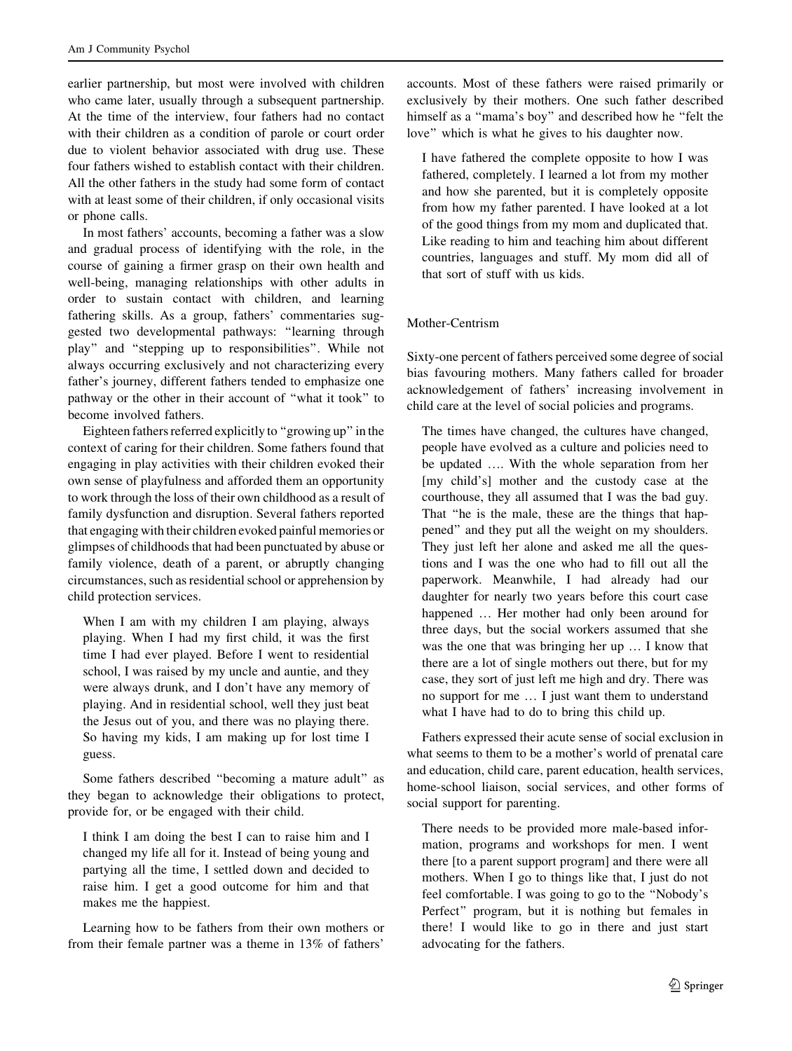earlier partnership, but most were involved with children who came later, usually through a subsequent partnership. At the time of the interview, four fathers had no contact with their children as a condition of parole or court order due to violent behavior associated with drug use. These four fathers wished to establish contact with their children. All the other fathers in the study had some form of contact with at least some of their children, if only occasional visits or phone calls.

In most fathers' accounts, becoming a father was a slow and gradual process of identifying with the role, in the course of gaining a firmer grasp on their own health and well-being, managing relationships with other adults in order to sustain contact with children, and learning fathering skills. As a group, fathers' commentaries suggested two developmental pathways: "learning through play" and "stepping up to responsibilities". While not always occurring exclusively and not characterizing every father's journey, different fathers tended to emphasize one pathway or the other in their account of "what it took" to become involved fathers.

Eighteen fathers referred explicitly to "growing up" in the context of caring for their children. Some fathers found that engaging in play activities with their children evoked their own sense of playfulness and afforded them an opportunity to work through the loss of their own childhood as a result of family dysfunction and disruption. Several fathers reported that engaging with their children evoked painful memories or glimpses of childhoods that had been punctuated by abuse or family violence, death of a parent, or abruptly changing circumstances, such as residential school or apprehension by child protection services.

> When I am with my children I am playing, always playing. When I had my first child, it was the first time I had ever played. Before I went to residential school, I was raised by my uncle and auntie, and they were always drunk, and I don't have any memory of playing. And in residential school, well they just beat the Jesus out of you, and there was no playing there. So having my kids, I am making up for lost time I guess.

Some fathers described "becoming a mature adult" as they began to acknowledge their obligations to protect, provide for, or be engaged with their child.

> I think I am doing the best I can to raise him and I changed my life all for it. Instead of being young and partying all the time, I settled down and decided to raise him. I get a good outcome for him and that makes me the happiest.

Learning how to be fathers from their own mothers or from their female partner was a theme in 13% of fathers' accounts. Most of these fathers were raised primarily or exclusively by their mothers. One such father described himself as a "mama's boy" and described how he "felt the love" which is what he gives to his daughter now.

> I have fathered the complete opposite to how I was fathered, completely. I learned a lot from my mother and how she parented, but it is completely opposite from how my father parented. I have looked at a lot of the good things from my mom and duplicated that. Like reading to him and teaching him about different countries, languages and stuff. My mom did all of that sort of stuff with us kids.

### Mother-Centrism

Sixty-one percent of fathers perceived some degree of social bias favouring mothers. Many fathers called for broader acknowledgement of fathers' increasing involvement in child care at the level of social policies and programs.

> The times have changed, the cultures have changed, people have evolved as a culture and policies need to be updated …. With the whole separation from her [my child's] mother and the custody case at the courthouse, they all assumed that I was the bad guy. That "he is the male, these are the things that happened" and they put all the weight on my shoulders. They just left her alone and asked me all the questions and I was the one who had to fill out all the paperwork. Meanwhile, I had already had our daughter for nearly two years before this court case happened … Her mother had only been around for three days, but the social workers assumed that she was the one that was bringing her up … I know that there are a lot of single mothers out there, but for my case, they sort of just left me high and dry. There was no support for me … I just want them to understand what I have had to do to bring this child up.

Fathers expressed their acute sense of social exclusion in what seems to them to be a mother's world of prenatal care and education, child care, parent education, health services, home-school liaison, social services, and other forms of social support for parenting.

> There needs to be provided more male-based information, programs and workshops for men. I went there [to a parent support program] and there were all mothers. When I go to things like that, I just do not feel comfortable. I was going to go to the "Nobody's Perfect" program, but it is nothing but females in there! I would like to go in there and just start advocating for the fathers.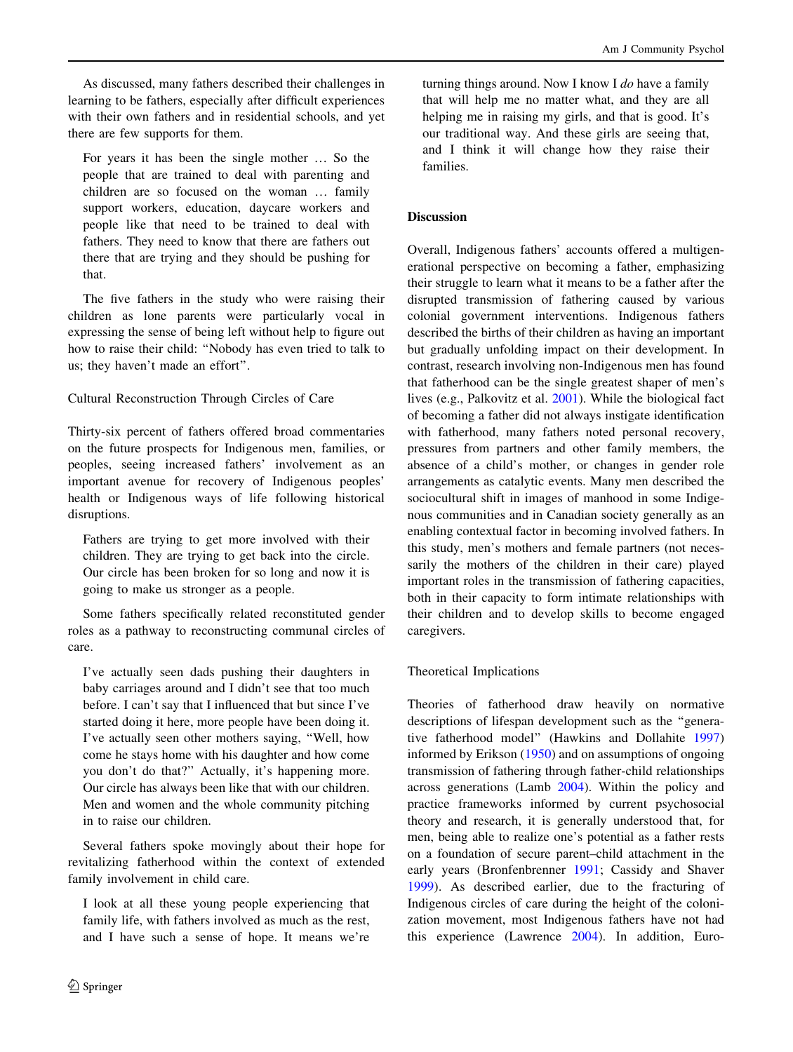As discussed, many fathers described their challenges in learning to be fathers, especially after difficult experiences with their own fathers and in residential schools, and yet there are few supports for them.

> For years it has been the single mother … So the people that are trained to deal with parenting and children are so focused on the woman … family support workers, education, daycare workers and people like that need to be trained to deal with fathers. They need to know that there are fathers out there that are trying and they should be pushing for that.

The five fathers in the study who were raising their children as lone parents were particularly vocal in expressing the sense of being left without help to figure out how to raise their child: "Nobody has even tried to talk to us; they haven't made an effort".

### Cultural Reconstruction Through Circles of Care

Thirty-six percent of fathers offered broad commentaries on the future prospects for Indigenous men, families, or peoples, seeing increased fathers' involvement as an important avenue for recovery of Indigenous peoples' health or Indigenous ways of life following historical disruptions.

> Fathers are trying to get more involved with their children. They are trying to get back into the circle. Our circle has been broken for so long and now it is going to make us stronger as a people.

Some fathers specifically related reconstituted gender roles as a pathway to reconstructing communal circles of care.

> I've actually seen dads pushing their daughters in baby carriages around and I didn't see that too much before. I can't say that I influenced that but since I've started doing it here, more people have been doing it. I've actually seen other mothers saying, "Well, how come he stays home with his daughter and how come you don't do that?" Actually, it's happening more. Our circle has always been like that with our children. Men and women and the whole community pitching in to raise our children.

Several fathers spoke movingly about their hope for revitalizing fatherhood within the context of extended family involvement in child care.

> I look at all these young people experiencing that family life, with fathers involved as much as the rest, and I have such a sense of hope. It means we're turning things around. Now I know I *do* have a family that will help me no matter what, and they are all helping me in raising my girls, and that is good. It's our traditional way. And these girls are seeing that, and I think it will change how they raise their families.

## Discussion

Overall, Indigenous fathers' accounts offered a multigenerational perspective on becoming a father, emphasizing their struggle to learn what it means to be a father after the disrupted transmission of fathering caused by various colonial government interventions. Indigenous fathers described the births of their children as having an important but gradually unfolding impact on their development. In contrast, research involving non-Indigenous men has found that fatherhood can be the single greatest shaper of men's lives (e.g., Palkovitz et al. 2001). While the biological fact of becoming a father did not always instigate identification with fatherhood, many fathers noted personal recovery, pressures from partners and other family members, the absence of a child's mother, or changes in gender role arrangements as catalytic events. Many men described the sociocultural shift in images of manhood in some Indigenous communities and in Canadian society generally as an enabling contextual factor in becoming involved fathers. In this study, men's mothers and female partners (not necessarily the mothers of the children in their care) played important roles in the transmission of fathering capacities, both in their capacity to form intimate relationships with their children and to develop skills to become engaged caregivers.

### Theoretical Implications

Theories of fatherhood draw heavily on normative descriptions of lifespan development such as the "generative fatherhood model" (Hawkins and Dollahite 1997) informed by Erikson (1950) and on assumptions of ongoing transmission of fathering through father-child relationships across generations (Lamb 2004). Within the policy and practice frameworks informed by current psychosocial theory and research, it is generally understood that, for men, being able to realize one's potential as a father rests on a foundation of secure parent–child attachment in the early years (Bronfenbrenner 1991; Cassidy and Shaver 1999). As described earlier, due to the fracturing of Indigenous circles of care during the height of the colonization movement, most Indigenous fathers have not had this experience (Lawrence 2004). In addition, Euro-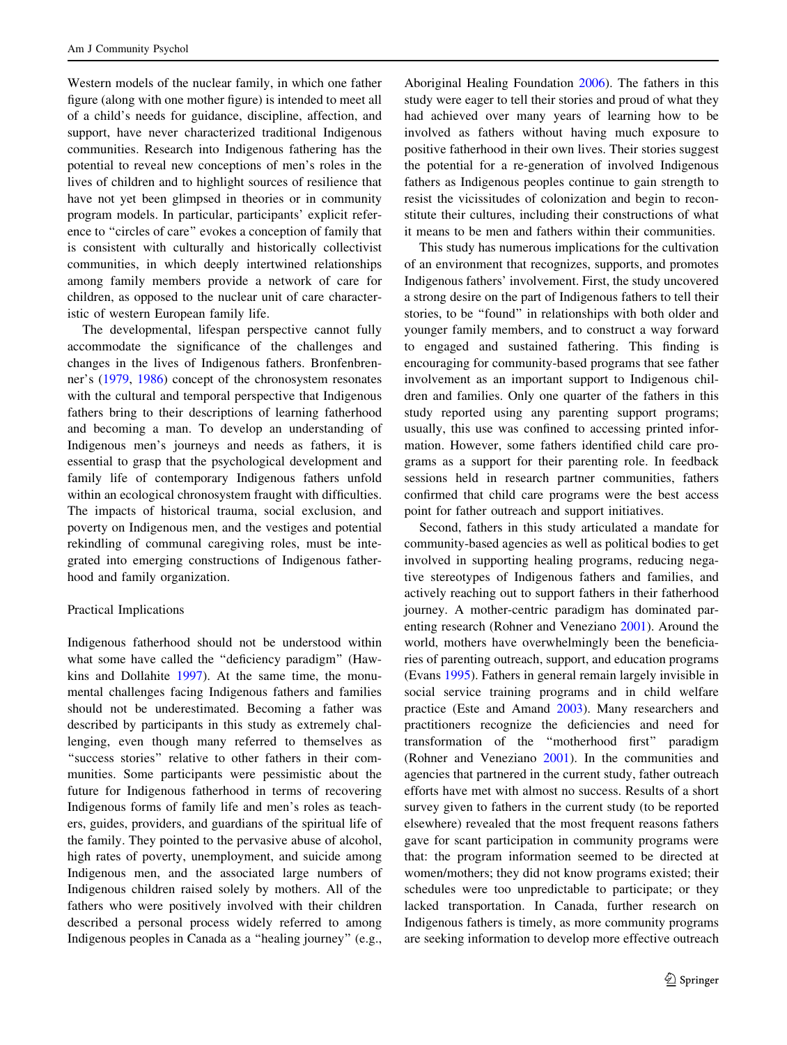Western models of the nuclear family, in which one father figure (along with one mother figure) is intended to meet all of a child's needs for guidance, discipline, affection, and support, have never characterized traditional Indigenous communities. Research into Indigenous fathering has the potential to reveal new conceptions of men's roles in the lives of children and to highlight sources of resilience that have not yet been glimpsed in theories or in community program models. In particular, participants' explicit reference to "circles of care" evokes a conception of family that is consistent with culturally and historically collectivist communities, in which deeply intertwined relationships among family members provide a network of care for children, as opposed to the nuclear unit of care characteristic of western European family life.

The developmental, lifespan perspective cannot fully accommodate the significance of the challenges and changes in the lives of Indigenous fathers. Bronfenbrenner's (1979, 1986) concept of the chronosystem resonates with the cultural and temporal perspective that Indigenous fathers bring to their descriptions of learning fatherhood and becoming a man. To develop an understanding of Indigenous men's journeys and needs as fathers, it is essential to grasp that the psychological development and family life of contemporary Indigenous fathers unfold within an ecological chronosystem fraught with difficulties. The impacts of historical trauma, social exclusion, and poverty on Indigenous men, and the vestiges and potential rekindling of communal caregiving roles, must be integrated into emerging constructions of Indigenous fatherhood and family organization.

## Practical Implications

Indigenous fatherhood should not be understood within what some have called the "deficiency paradigm" (Hawkins and Dollahite 1997). At the same time, the monumental challenges facing Indigenous fathers and families should not be underestimated. Becoming a father was described by participants in this study as extremely challenging, even though many referred to themselves as "success stories" relative to other fathers in their communities. Some participants were pessimistic about the future for Indigenous fatherhood in terms of recovering Indigenous forms of family life and men's roles as teachers, guides, providers, and guardians of the spiritual life of the family. They pointed to the pervasive abuse of alcohol, high rates of poverty, unemployment, and suicide among Indigenous men, and the associated large numbers of Indigenous children raised solely by mothers. All of the fathers who were positively involved with their children described a personal process widely referred to among Indigenous peoples in Canada as a "healing journey" (e.g., Aboriginal Healing Foundation 2006). The fathers in this study were eager to tell their stories and proud of what they had achieved over many years of learning how to be involved as fathers without having much exposure to positive fatherhood in their own lives. Their stories suggest the potential for a re-generation of involved Indigenous fathers as Indigenous peoples continue to gain strength to resist the vicissitudes of colonization and begin to reconstitute their cultures, including their constructions of what it means to be men and fathers within their communities.

This study has numerous implications for the cultivation of an environment that recognizes, supports, and promotes Indigenous fathers' involvement. First, the study uncovered a strong desire on the part of Indigenous fathers to tell their stories, to be "found" in relationships with both older and younger family members, and to construct a way forward to engaged and sustained fathering. This finding is encouraging for community-based programs that see father involvement as an important support to Indigenous children and families. Only one quarter of the fathers in this study reported using any parenting support programs; usually, this use was confined to accessing printed information. However, some fathers identified child care programs as a support for their parenting role. In feedback sessions held in research partner communities, fathers confirmed that child care programs were the best access point for father outreach and support initiatives.

Second, fathers in this study articulated a mandate for community-based agencies as well as political bodies to get involved in supporting healing programs, reducing negative stereotypes of Indigenous fathers and families, and actively reaching out to support fathers in their fatherhood journey. A mother-centric paradigm has dominated parenting research (Rohner and Veneziano 2001). Around the world, mothers have overwhelmingly been the beneficiaries of parenting outreach, support, and education programs (Evans 1995). Fathers in general remain largely invisible in social service training programs and in child welfare practice (Este and Amand 2003). Many researchers and practitioners recognize the deficiencies and need for transformation of the "motherhood first" paradigm (Rohner and Veneziano 2001). In the communities and agencies that partnered in the current study, father outreach efforts have met with almost no success. Results of a short survey given to fathers in the current study (to be reported elsewhere) revealed that the most frequent reasons fathers gave for scant participation in community programs were that: the program information seemed to be directed at women/mothers; they did not know programs existed; their schedules were too unpredictable to participate; or they lacked transportation. In Canada, further research on Indigenous fathers is timely, as more community programs are seeking information to develop more effective outreach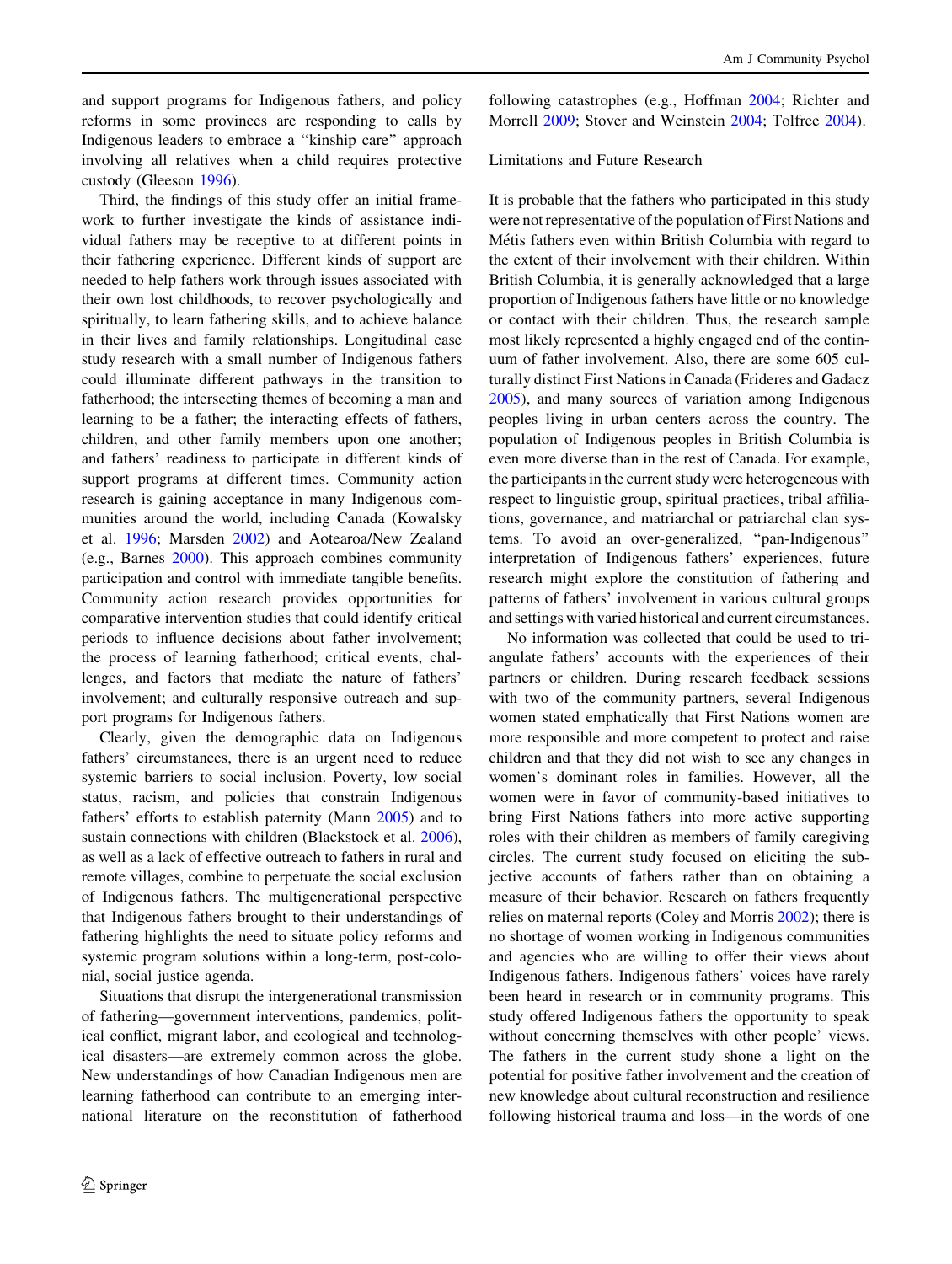and support programs for Indigenous fathers, and policy reforms in some provinces are responding to calls by Indigenous leaders to embrace a "kinship care" approach involving all relatives when a child requires protective custody (Gleeson 1996).

Third, the findings of this study offer an initial framework to further investigate the kinds of assistance individual fathers may be receptive to at different points in their fathering experience. Different kinds of support are needed to help fathers work through issues associated with their own lost childhoods, to recover psychologically and spiritually, to learn fathering skills, and to achieve balance in their lives and family relationships. Longitudinal case study research with a small number of Indigenous fathers could illuminate different pathways in the transition to fatherhood; the intersecting themes of becoming a man and learning to be a father; the interacting effects of fathers, children, and other family members upon one another; and fathers' readiness to participate in different kinds of support programs at different times. Community action research is gaining acceptance in many Indigenous communities around the world, including Canada (Kowalsky et al. 1996; Marsden 2002) and Aotearoa/New Zealand (e.g., Barnes 2000). This approach combines community participation and control with immediate tangible benefits. Community action research provides opportunities for comparative intervention studies that could identify critical periods to influence decisions about father involvement; the process of learning fatherhood; critical events, challenges, and factors that mediate the nature of fathers' involvement; and culturally responsive outreach and support programs for Indigenous fathers.

Clearly, given the demographic data on Indigenous fathers' circumstances, there is an urgent need to reduce systemic barriers to social inclusion. Poverty, low social status, racism, and policies that constrain Indigenous fathers' efforts to establish paternity (Mann 2005) and to sustain connections with children (Blackstock et al. 2006), as well as a lack of effective outreach to fathers in rural and remote villages, combine to perpetuate the social exclusion of Indigenous fathers. The multigenerational perspective that Indigenous fathers brought to their understandings of fathering highlights the need to situate policy reforms and systemic program solutions within a long-term, post-colonial, social justice agenda.

Situations that disrupt the intergenerational transmission of fathering—government interventions, pandemics, political conflict, migrant labor, and ecological and technological disasters—are extremely common across the globe. New understandings of how Canadian Indigenous men are learning fatherhood can contribute to an emerging international literature on the reconstitution of fatherhood following catastrophes (e.g., Hoffman 2004; Richter and Morrell 2009; Stover and Weinstein 2004; Tolfree 2004).

### Limitations and Future Research

It is probable that the fathers who participated in this study were not representative of the population of First Nations and Métis fathers even within British Columbia with regard to the extent of their involvement with their children. Within British Columbia, it is generally acknowledged that a large proportion of Indigenous fathers have little or no knowledge or contact with their children. Thus, the research sample most likely represented a highly engaged end of the continuum of father involvement. Also, there are some 605 culturally distinct First Nations in Canada (Frideres and Gadacz 2005), and many sources of variation among Indigenous peoples living in urban centers across the country. The population of Indigenous peoples in British Columbia is even more diverse than in the rest of Canada. For example, the participants in the current study were heterogeneous with respect to linguistic group, spiritual practices, tribal affiliations, governance, and matriarchal or patriarchal clan systems. To avoid an over-generalized, "pan-Indigenous" interpretation of Indigenous fathers' experiences, future research might explore the constitution of fathering and patterns of fathers' involvement in various cultural groups and settings with varied historical and current circumstances.

No information was collected that could be used to triangulate fathers' accounts with the experiences of their partners or children. During research feedback sessions with two of the community partners, several Indigenous women stated emphatically that First Nations women are more responsible and more competent to protect and raise children and that they did not wish to see any changes in women's dominant roles in families. However, all the women were in favor of community-based initiatives to bring First Nations fathers into more active supporting roles with their children as members of family caregiving circles. The current study focused on eliciting the subjective accounts of fathers rather than on obtaining a measure of their behavior. Research on fathers frequently relies on maternal reports (Coley and Morris 2002); there is no shortage of women working in Indigenous communities and agencies who are willing to offer their views about Indigenous fathers. Indigenous fathers' voices have rarely been heard in research or in community programs. This study offered Indigenous fathers the opportunity to speak without concerning themselves with other people' views. The fathers in the current study shone a light on the potential for positive father involvement and the creation of new knowledge about cultural reconstruction and resilience following historical trauma and loss—in the words of one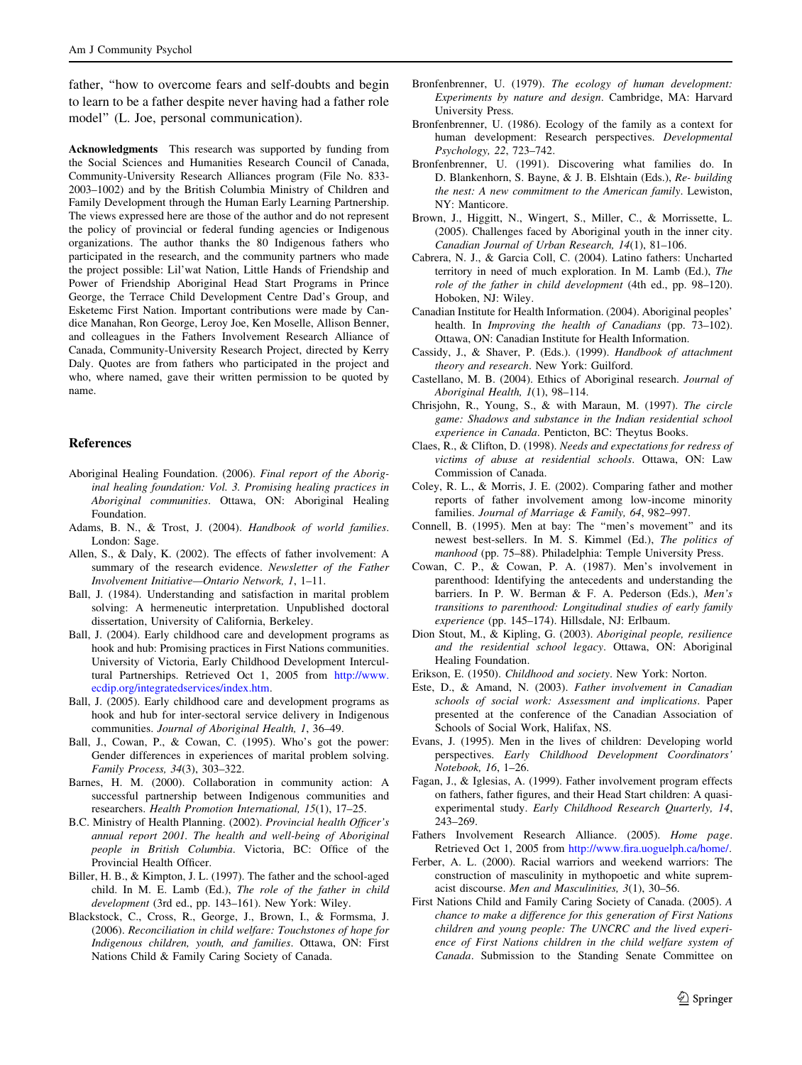father, "how to overcome fears and self-doubts and begin to learn to be a father despite never having had a father role model" (L. Joe, personal communication).

**Acknowledgments** This research was supported by funding from the Social Sciences and Humanities Research Council of Canada, Community-University Research Alliances program (File No. 833-2003–1002) and by the British Columbia Ministry of Children and Family Development through the Human Early Learning Partnership. The views expressed here are those of the author and do not represent the policy of provincial or federal funding agencies or Indigenous organizations. The author thanks the 80 Indigenous fathers who participated in the research, and the community partners who made the project possible: Lil'wat Nation, Little Hands of Friendship and Power of Friendship Aboriginal Head Start Programs in Prince George, the Terrace Child Development Centre Dad's Group, and Esketemc First Nation. Important contributions were made by Candice Manahan, Ron George, Leroy Joe, Ken Moselle, Allison Benner, and colleagues in the Fathers Involvement Research Alliance of Canada, Community-University Research Project, directed by Kerry Daly. Quotes are from fathers who participated in the project and who, where named, gave their written permission to be quoted by name.

## References

Aboriginal Healing Foundation. (2006). *Final report of the Aboriginal healing foundation: Vol. 3. Promising healing practices in Aboriginal communities*. Ottawa, ON: Aboriginal Healing Foundation.

Adams, B. N., & Trost, J. (2004). *Handbook of world families*. London: Sage.

Allen, S., & Daly, K. (2002). The effects of father involvement: A summary of the research evidence. *Newsletter of the Father Involvement Initiative—Ontario Network, 1*, 1–11.

Ball, J. (1984). Understanding and satisfaction in marital problem solving: A hermeneutic interpretation. Unpublished doctoral dissertation, University of California, Berkeley.

Ball, J. (2004). Early childhood care and development programs as hook and hub: Promising practices in First Nations communities. University of Victoria, Early Childhood Development Intercultural Partnerships. Retrieved Oct 1, 2005 from http://www.ecdip.org/integratedservices/index.htm.

Ball, J. (2005). Early childhood care and development programs as hook and hub for inter-sectoral service delivery in Indigenous communities. *Journal of Aboriginal Health, 1*, 36–49.

Ball, J., Cowan, P., & Cowan, C. (1995). Who's got the power: Gender differences in experiences of marital problem solving. *Family Process, 34*(3), 303–322.

Barnes, H. M. (2000). Collaboration in community action: A successful partnership between Indigenous communities and researchers. *Health Promotion International, 15*(1), 17–25.

B.C. Ministry of Health Planning. (2002). *Provincial health Officer's annual report 2001. The health and well-being of Aboriginal people in British Columbia*. Victoria, BC: Office of the Provincial Health Officer.

Biller, H. B., & Kimpton, J. L. (1997). The father and the school-aged child. In M. E. Lamb (Ed.), *The role of the father in child development* (3rd ed., pp. 143–161). New York: Wiley.

Blackstock, C., Cross, R., George, J., Brown, I., & Formsma, J. (2006). *Reconciliation in child welfare: Touchstones of hope for Indigenous children, youth, and families*. Ottawa, ON: First Nations Child & Family Caring Society of Canada.

Bronfenbrenner, U. (1979). *The ecology of human development: Experiments by nature and design*. Cambridge, MA: Harvard University Press.

Bronfenbrenner, U. (1986). Ecology of the family as a context for human development: Research perspectives. *Developmental Psychology, 22*, 723–742.

Bronfenbrenner, U. (1991). Discovering what families do. In D. Blankenhorn, S. Bayne, & J. B. Elshtain (Eds.), *Re- building the nest: A new commitment to the American family*. Lewiston, NY: Manticore.

Brown, J., Higgitt, N., Wingert, S., Miller, C., & Morrissette, L. (2005). Challenges faced by Aboriginal youth in the inner city. *Canadian Journal of Urban Research, 14*(1), 81–106.

Cabrera, N. J., & Garcia Coll, C. (2004). Latino fathers: Uncharted territory in need of much exploration. In M. Lamb (Ed.), *The role of the father in child development* (4th ed., pp. 98–120). Hoboken, NJ: Wiley.

Canadian Institute for Health Information. (2004). Aboriginal peoples' health. In *Improving the health of Canadians* (pp. 73–102). Ottawa, ON: Canadian Institute for Health Information.

Cassidy, J., & Shaver, P. (Eds.). (1999). *Handbook of attachment theory and research*. New York: Guilford.

Castellano, M. B. (2004). Ethics of Aboriginal research. *Journal of Aboriginal Health, 1*(1), 98–114.

Chrisjohn, R., Young, S., & with Maraun, M. (1997). *The circle game: Shadows and substance in the Indian residential school experience in Canada*. Penticton, BC: Theytus Books.

Claes, R., & Clifton, D. (1998). *Needs and expectations for redress of victims of abuse at residential schools*. Ottawa, ON: Law Commission of Canada.

Coley, R. L., & Morris, J. E. (2002). Comparing father and mother reports of father involvement among low-income minority families. *Journal of Marriage & Family, 64*, 982–997.

Connell, B. (1995). Men at bay: The "men's movement" and its newest best-sellers. In M. S. Kimmel (Ed.), *The politics of manhood* (pp. 75–88). Philadelphia: Temple University Press.

Cowan, C. P., & Cowan, P. A. (1987). Men's involvement in parenthood: Identifying the antecedents and understanding the barriers. In P. W. Berman & F. A. Pederson (Eds.), *Men's transitions to parenthood: Longitudinal studies of early family experience* (pp. 145–174). Hillsdale, NJ: Erlbaum.

Dion Stout, M., & Kipling, G. (2003). *Aboriginal people, resilience and the residential school legacy*. Ottawa, ON: Aboriginal Healing Foundation.

Erikson, E. (1950). *Childhood and society*. New York: Norton.

Este, D., & Amand, N. (2003). *Father involvement in Canadian schools of social work: Assessment and implications*. Paper presented at the conference of the Canadian Association of Schools of Social Work, Halifax, NS.

Evans, J. (1995). Men in the lives of children: Developing world perspectives. *Early Childhood Development Coordinators' Notebook, 16*, 1–26.

Fagan, J., & Iglesias, A. (1999). Father involvement program effects on fathers, father figures, and their Head Start children: A quasi-experimental study. *Early Childhood Research Quarterly, 14*, 243–269.

Fathers Involvement Research Alliance. (2005). *Home page*. Retrieved Oct 1, 2005 from http://www.fira.uoguelph.ca/home/.

Ferber, A. L. (2000). Racial warriors and weekend warriors: The construction of masculinity in mythopoetic and white supremacist discourse. *Men and Masculinities, 3*(1), 30–56.

First Nations Child and Family Caring Society of Canada. (2005). *A chance to make a difference for this generation of First Nations children and young people: The UNCRC and the lived experience of First Nations children in the child welfare system of Canada*. Submission to the Standing Senate Committee on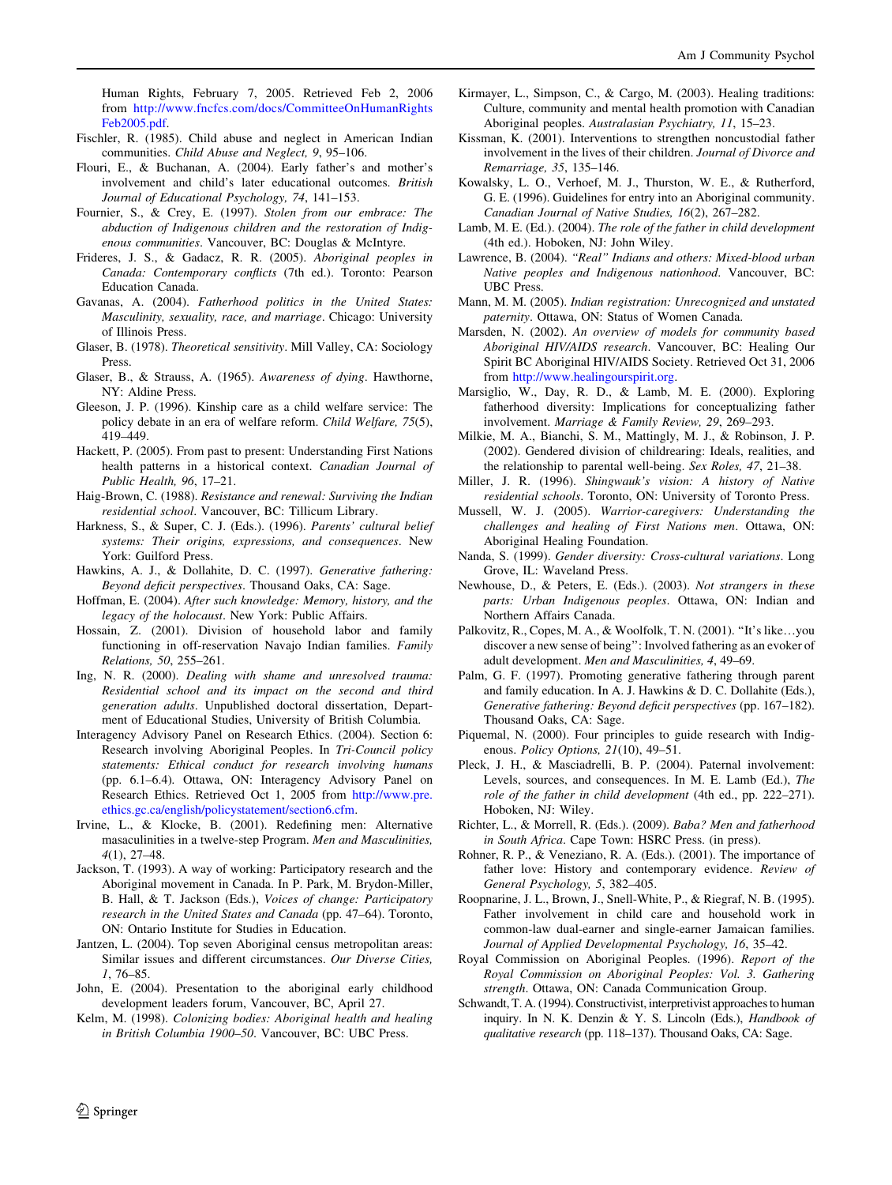Human Rights, February 7, 2005. Retrieved Feb 2, 2006 from http://www.fncfcs.com/docs/CommitteeOnHumanRightsFeb2005.pdf.

Fischler, R. (1985). Child abuse and neglect in American Indian communities. *Child Abuse and Neglect, 9*, 95–106.

Flouri, E., & Buchanan, A. (2004). Early father's and mother's involvement and child's later educational outcomes. *British Journal of Educational Psychology, 74*, 141–153.

Fournier, S., & Crey, E. (1997). *Stolen from our embrace: The abduction of Indigenous children and the restoration of Indigenous communities*. Vancouver, BC: Douglas & McIntyre.

Frideres, J. S., & Gadacz, R. R. (2005). *Aboriginal peoples in Canada: Contemporary conflicts* (7th ed.). Toronto: Pearson Education Canada.

Gavanas, A. (2004). *Fatherhood politics in the United States: Masculinity, sexuality, race, and marriage*. Chicago: University of Illinois Press.

Glaser, B. (1978). *Theoretical sensitivity*. Mill Valley, CA: Sociology Press.

Glaser, B., & Strauss, A. (1965). *Awareness of dying*. Hawthorne, NY: Aldine Press.

Gleeson, J. P. (1996). Kinship care as a child welfare service: The policy debate in an era of welfare reform. *Child Welfare, 75*(5), 419–449.

Hackett, P. (2005). From past to present: Understanding First Nations health patterns in a historical context. *Canadian Journal of Public Health, 96*, 17–21.

Haig-Brown, C. (1988). *Resistance and renewal: Surviving the Indian residential school*. Vancouver, BC: Tillicum Library.

Harkness, S., & Super, C. J. (Eds.). (1996). *Parents' cultural belief systems: Their origins, expressions, and consequences*. New York: Guilford Press.

Hawkins, A. J., & Dollahite, D. C. (1997). *Generative fathering: Beyond deficit perspectives*. Thousand Oaks, CA: Sage.

Hoffman, E. (2004). *After such knowledge: Memory, history, and the legacy of the holocaust*. New York: Public Affairs.

Hossain, Z. (2001). Division of household labor and family functioning in off-reservation Navajo Indian families. *Family Relations, 50*, 255–261.

Ing, N. R. (2000). *Dealing with shame and unresolved trauma: Residential school and its impact on the second and third generation adults*. Unpublished doctoral dissertation, Department of Educational Studies, University of British Columbia.

Interagency Advisory Panel on Research Ethics. (2004). Section 6: Research involving Aboriginal Peoples. In *Tri-Council policy statements: Ethical conduct for research involving humans* (pp. 6.1–6.4). Ottawa, ON: Interagency Advisory Panel on Research Ethics. Retrieved Oct 1, 2005 from http://www.pre.ethics.gc.ca/english/policystatement/section6.cfm.

Irvine, L., & Klocke, B. (2001). Redefining men: Alternative masaculinities in a twelve-step Program. *Men and Masculinities, 4*(1), 27–48.

Jackson, T. (1993). A way of working: Participatory research and the Aboriginal movement in Canada. In P. Park, M. Brydon-Miller, B. Hall, & T. Jackson (Eds.), *Voices of change: Participatory research in the United States and Canada* (pp. 47–64). Toronto, ON: Ontario Institute for Studies in Education.

Jantzen, L. (2004). Top seven Aboriginal census metropolitan areas: Similar issues and different circumstances. *Our Diverse Cities, 1*, 76–85.

John, E. (2004). Presentation to the aboriginal early childhood development leaders forum, Vancouver, BC, April 27.

Kelm, M. (1998). *Colonizing bodies: Aboriginal health and healing in British Columbia 1900–50*. Vancouver, BC: UBC Press.

Kirmayer, L., Simpson, C., & Cargo, M. (2003). Healing traditions: Culture, community and mental health promotion with Canadian Aboriginal peoples. *Australasian Psychiatry, 11*, 15–23.

Kissman, K. (2001). Interventions to strengthen noncustodial father involvement in the lives of their children. *Journal of Divorce and Remarriage, 35*, 135–146.

Kowalsky, L. O., Verhoef, M. J., Thurston, W. E., & Rutherford, G. E. (1996). Guidelines for entry into an Aboriginal community. *Canadian Journal of Native Studies, 16*(2), 267–282.

Lamb, M. E. (Ed.). (2004). *The role of the father in child development* (4th ed.). Hoboken, NJ: John Wiley.

Lawrence, B. (2004). *"Real" Indians and others: Mixed-blood urban Native peoples and Indigenous nationhood*. Vancouver, BC: UBC Press.

Mann, M. M. (2005). *Indian registration: Unrecognized and unstated paternity*. Ottawa, ON: Status of Women Canada.

Marsden, N. (2002). *An overview of models for community based Aboriginal HIV/AIDS research*. Vancouver, BC: Healing Our Spirit BC Aboriginal HIV/AIDS Society. Retrieved Oct 31, 2006 from http://www.healingourspirit.org.

Marsiglio, W., Day, R. D., & Lamb, M. E. (2000). Exploring fatherhood diversity: Implications for conceptualizing father involvement. *Marriage & Family Review, 29*, 269–293.

Milkie, M. A., Bianchi, S. M., Mattingly, M. J., & Robinson, J. P. (2002). Gendered division of childrearing: Ideals, realities, and the relationship to parental well-being. *Sex Roles, 47*, 21–38.

Miller, J. R. (1996). *Shingwauk's vision: A history of Native residential schools*. Toronto, ON: University of Toronto Press.

Mussell, W. J. (2005). *Warrior-caregivers: Understanding the challenges and healing of First Nations men*. Ottawa, ON: Aboriginal Healing Foundation.

Nanda, S. (1999). *Gender diversity: Cross-cultural variations*. Long Grove, IL: Waveland Press.

Newhouse, D., & Peters, E. (Eds.). (2003). *Not strangers in these parts: Urban Indigenous peoples*. Ottawa, ON: Indian and Northern Affairs Canada.

Palkovitz, R., Copes, M. A., & Woolfolk, T. N. (2001). "It's like…you discover a new sense of being": Involved fathering as an evoker of adult development. *Men and Masculinities, 4*, 49–69.

Palm, G. F. (1997). Promoting generative fathering through parent and family education. In A. J. Hawkins & D. C. Dollahite (Eds.), *Generative fathering: Beyond deficit perspectives* (pp. 167–182). Thousand Oaks, CA: Sage.

Piquemal, N. (2000). Four principles to guide research with Indigenous. *Policy Options, 21*(10), 49–51.

Pleck, J. H., & Masciadrelli, B. P. (2004). Paternal involvement: Levels, sources, and consequences. In M. E. Lamb (Ed.), *The role of the father in child development* (4th ed., pp. 222–271). Hoboken, NJ: Wiley.

Richter, L., & Morrell, R. (Eds.). (2009). *Baba? Men and fatherhood in South Africa*. Cape Town: HSRC Press. (in press).

Rohner, R. P., & Veneziano, R. A. (Eds.). (2001). The importance of father love: History and contemporary evidence. *Review of General Psychology, 5*, 382–405.

Roopnarine, J. L., Brown, J., Snell-White, P., & Riegraf, N. B. (1995). Father involvement in child care and household work in common-law dual-earner and single-earner Jamaican families. *Journal of Applied Developmental Psychology, 16*, 35–42.

Royal Commission on Aboriginal Peoples. (1996). *Report of the Royal Commission on Aboriginal Peoples: Vol. 3. Gathering strength*. Ottawa, ON: Canada Communication Group.

Schwandt, T. A. (1994). Constructivist, interpretivist approaches to human inquiry. In N. K. Denzin & Y. S. Lincoln (Eds.), *Handbook of qualitative research* (pp. 118–137). Thousand Oaks, CA: Sage.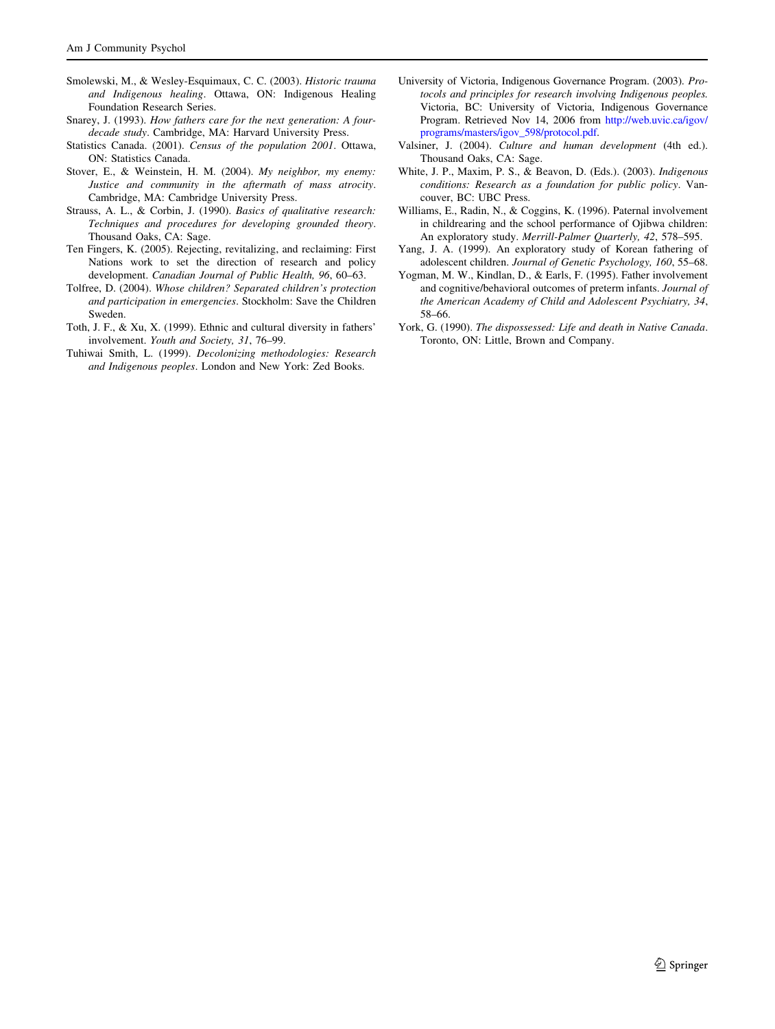Smolewski, M., & Wesley-Esquimaux, C. C. (2003). *Historic trauma and Indigenous healing*. Ottawa, ON: Indigenous Healing Foundation Research Series.

Snarey, J. (1993). *How fathers care for the next generation: A four-decade study*. Cambridge, MA: Harvard University Press.

Statistics Canada. (2001). *Census of the population 2001*. Ottawa, ON: Statistics Canada.

Stover, E., & Weinstein, H. M. (2004). *My neighbor, my enemy: Justice and community in the aftermath of mass atrocity*. Cambridge, MA: Cambridge University Press.

Strauss, A. L., & Corbin, J. (1990). *Basics of qualitative research: Techniques and procedures for developing grounded theory*. Thousand Oaks, CA: Sage.

Ten Fingers, K. (2005). Rejecting, revitalizing, and reclaiming: First Nations work to set the direction of research and policy development. *Canadian Journal of Public Health, 96*, 60–63.

Tolfree, D. (2004). *Whose children? Separated children's protection and participation in emergencies*. Stockholm: Save the Children Sweden.

Toth, J. F., & Xu, X. (1999). Ethnic and cultural diversity in fathers' involvement. *Youth and Society, 31*, 76–99.

Tuhiwai Smith, L. (1999). *Decolonizing methodologies: Research and Indigenous peoples*. London and New York: Zed Books.

University of Victoria, Indigenous Governance Program. (2003). *Protocols and principles for research involving Indigenous peoples.* Victoria, BC: University of Victoria, Indigenous Governance Program. Retrieved Nov 14, 2006 from http://web.uvic.ca/igov/programs/masters/igov_598/protocol.pdf.

Valsiner, J. (2004). *Culture and human development* (4th ed.). Thousand Oaks, CA: Sage.

White, J. P., Maxim, P. S., & Beavon, D. (Eds.). (2003). *Indigenous conditions: Research as a foundation for public policy*. Vancouver, BC: UBC Press.

Williams, E., Radin, N., & Coggins, K. (1996). Paternal involvement in childrearing and the school performance of Ojibwa children: An exploratory study. *Merrill-Palmer Quarterly, 42*, 578–595.

Yang, J. A. (1999). An exploratory study of Korean fathering of adolescent children. *Journal of Genetic Psychology, 160*, 55–68.

Yogman, M. W., Kindlan, D., & Earls, F. (1995). Father involvement and cognitive/behavioral outcomes of preterm infants. *Journal of the American Academy of Child and Adolescent Psychiatry, 34*, 58–66.

York, G. (1990). *The dispossessed: Life and death in Native Canada*. Toronto, ON: Little, Brown and Company.